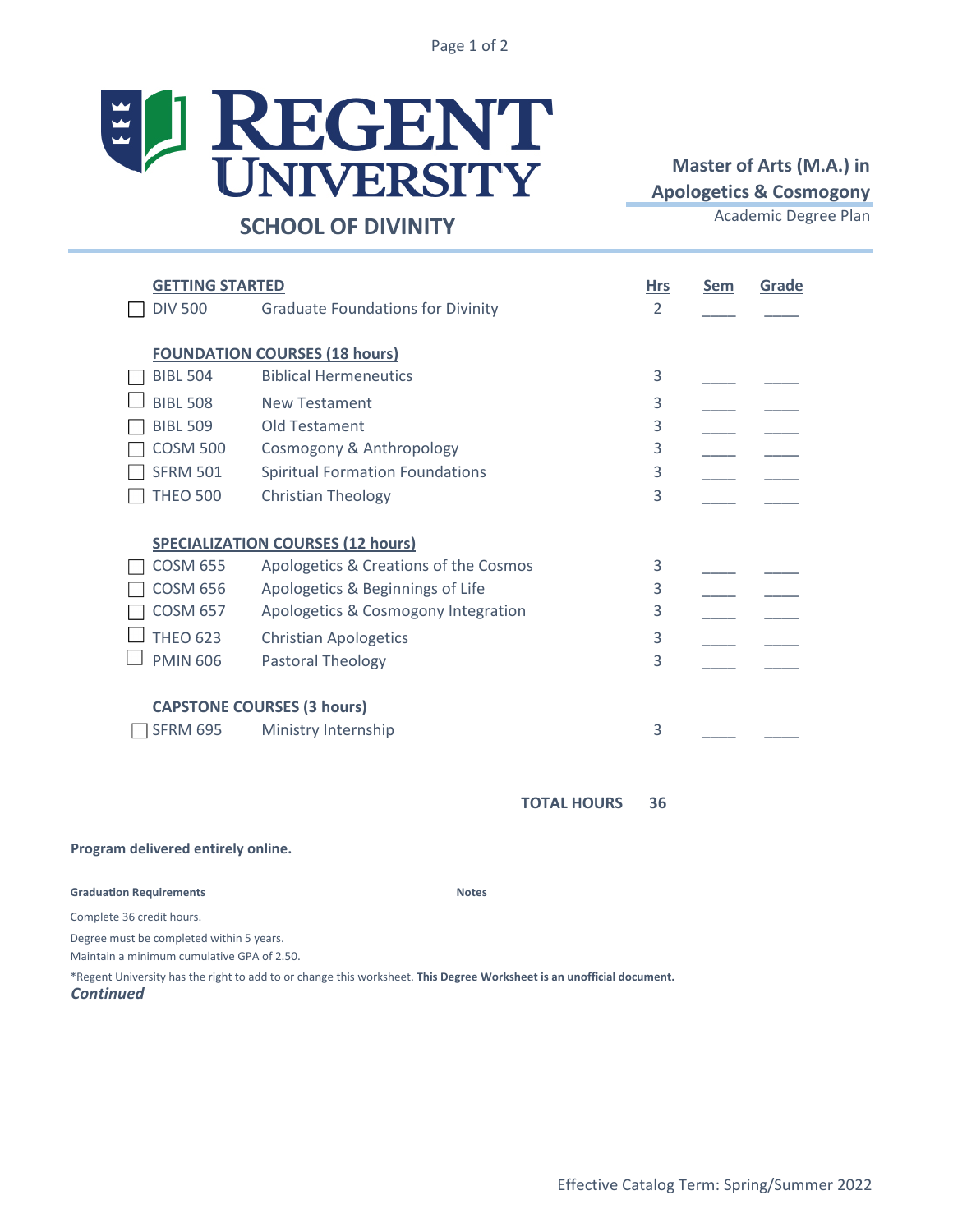# REGENT UNIVERSITY

## SCHOOL OF DIVINITY

**Master of Arts (M.A.) in Apologetics & Cosmogony**

Academic Degree Plan

| | | | Hrs | Sem | Grade |
|---|---|---|---|---|---|
| **GETTING STARTED** | | | | | |
| ☐ | DIV 500 | Graduate Foundations for Divinity | 2 | ____ | ____ |
| **FOUNDATION COURSES (18 hours)** | | | | | |
| ☐ | BIBL 504 | Biblical Hermeneutics | 3 | ____ | ____ |
| ☐ | BIBL 508 | New Testament | 3 | ____ | ____ |
| ☐ | BIBL 509 | Old Testament | 3 | ____ | ____ |
| ☐ | COSM 500 | Cosmogony & Anthropology | 3 | ____ | ____ |
| ☐ | SFRM 501 | Spiritual Formation Foundations | 3 | ____ | ____ |
| ☐ | THEO 500 | Christian Theology | 3 | ____ | ____ |
| **SPECIALIZATION COURSES (12 hours)** | | | | | |
| ☐ | COSM 655 | Apologetics & Creations of the Cosmos | 3 | ____ | ____ |
| ☐ | COSM 656 | Apologetics & Beginnings of Life | 3 | ____ | ____ |
| ☐ | COSM 657 | Apologetics & Cosmogony Integration | 3 | ____ | ____ |
| ☐ | THEO 623 | Christian Apologetics | 3 | ____ | ____ |
| ☐ | PMIN 606 | Pastoral Theology | 3 | ____ | ____ |
| **CAPSTONE COURSES (3 hours)** | | | | | |
| ☐ | SFRM 695 | Ministry Internship | 3 | ____ | ____ |
| | | **TOTAL HOURS** | **36** | | |

**Program delivered entirely online.**

**Graduation Requirements**

Complete 36 credit hours.

Degree must be completed within 5 years.

Maintain a minimum cumulative GPA of 2.50.

**Notes**

*Regent University has the right to add to or change this worksheet. **This Degree Worksheet is an unofficial document.**

***Continued***

Effective Catalog Term: Spring/Summer 2022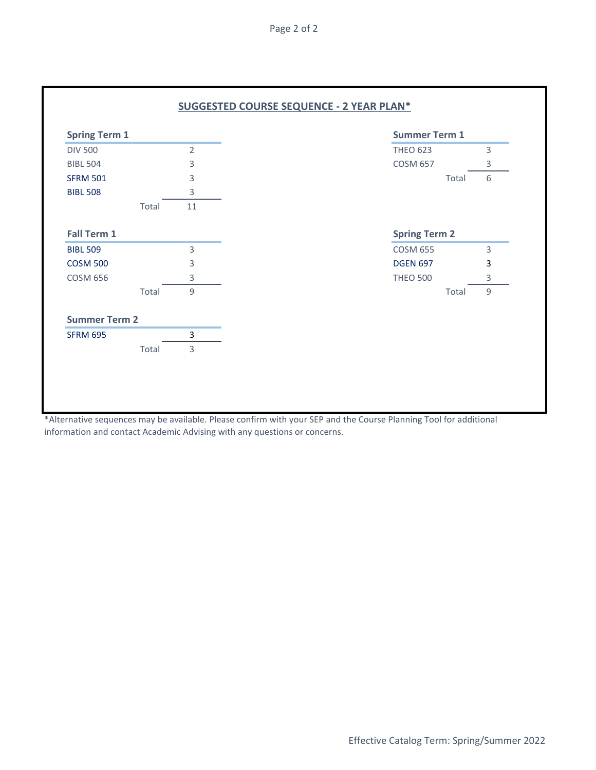## SUGGESTED COURSE SEQUENCE - 2 YEAR PLAN*

### Spring Term 1

| | |
|---|---|
| DIV 500 | 2 |
| BIBL 504 | 3 |
| SFRM 501 | 3 |
| BIBL 508 | 3 |
| Total | 11 |

### Summer Term 1

| | |
|---|---|
| THEO 623 | 3 |
| COSM 657 | 3 |
| Total | 6 |

### Fall Term 1

| | |
|---|---|
| BIBL 509 | 3 |
| COSM 500 | 3 |
| COSM 656 | 3 |
| Total | 9 |

### Spring Term 2

| | |
|---|---|
| COSM 655 | 3 |
| DGEN 697 | 3 |
| THEO 500 | 3 |
| Total | 9 |

### Summer Term 2

| | |
|---|---|
| SFRM 695 | 3 |
| Total | 3 |

*Alternative sequences may be available. Please confirm with your SEP and the Course Planning Tool for additional information and contact Academic Advising with any questions or concerns.

Effective Catalog Term: Spring/Summer 2022